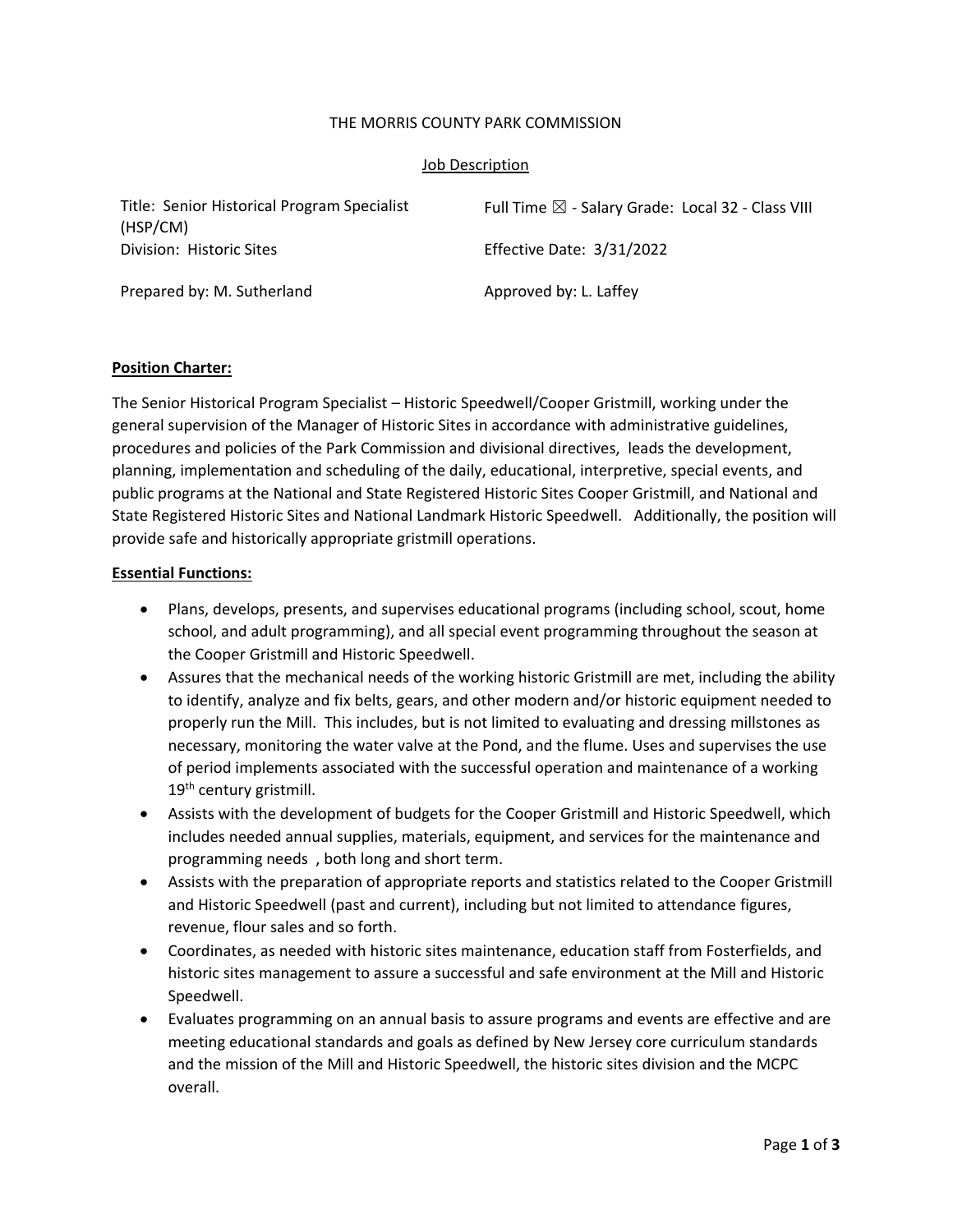THE MORRIS COUNTY PARK COMMISSION

Job Description

| Title: Senior Historical Program Specialist (HSP/CM) | Full Time ☒ - Salary Grade: Local 32 - Class VIII |
| --- | --- |
| Division: Historic Sites | Effective Date: 3/31/2022 |
| Prepared by: M. Sutherland | Approved by: L. Laffey |

**Position Charter:**

The Senior Historical Program Specialist – Historic Speedwell/Cooper Gristmill, working under the general supervision of the Manager of Historic Sites in accordance with administrative guidelines, procedures and policies of the Park Commission and divisional directives, leads the development, planning, implementation and scheduling of the daily, educational, interpretive, special events, and public programs at the National and State Registered Historic Sites Cooper Gristmill, and National and State Registered Historic Sites and National Landmark Historic Speedwell. Additionally, the position will provide safe and historically appropriate gristmill operations.

**Essential Functions:**

- Plans, develops, presents, and supervises educational programs (including school, scout, home school, and adult programming), and all special event programming throughout the season at the Cooper Gristmill and Historic Speedwell.
- Assures that the mechanical needs of the working historic Gristmill are met, including the ability to identify, analyze and fix belts, gears, and other modern and/or historic equipment needed to properly run the Mill. This includes, but is not limited to evaluating and dressing millstones as necessary, monitoring the water valve at the Pond, and the flume. Uses and supervises the use of period implements associated with the successful operation and maintenance of a working 19th century gristmill.
- Assists with the development of budgets for the Cooper Gristmill and Historic Speedwell, which includes needed annual supplies, materials, equipment, and services for the maintenance and programming needs , both long and short term.
- Assists with the preparation of appropriate reports and statistics related to the Cooper Gristmill and Historic Speedwell (past and current), including but not limited to attendance figures, revenue, flour sales and so forth.
- Coordinates, as needed with historic sites maintenance, education staff from Fosterfields, and historic sites management to assure a successful and safe environment at the Mill and Historic Speedwell.
- Evaluates programming on an annual basis to assure programs and events are effective and are meeting educational standards and goals as defined by New Jersey core curriculum standards and the mission of the Mill and Historic Speedwell, the historic sites division and the MCPC overall.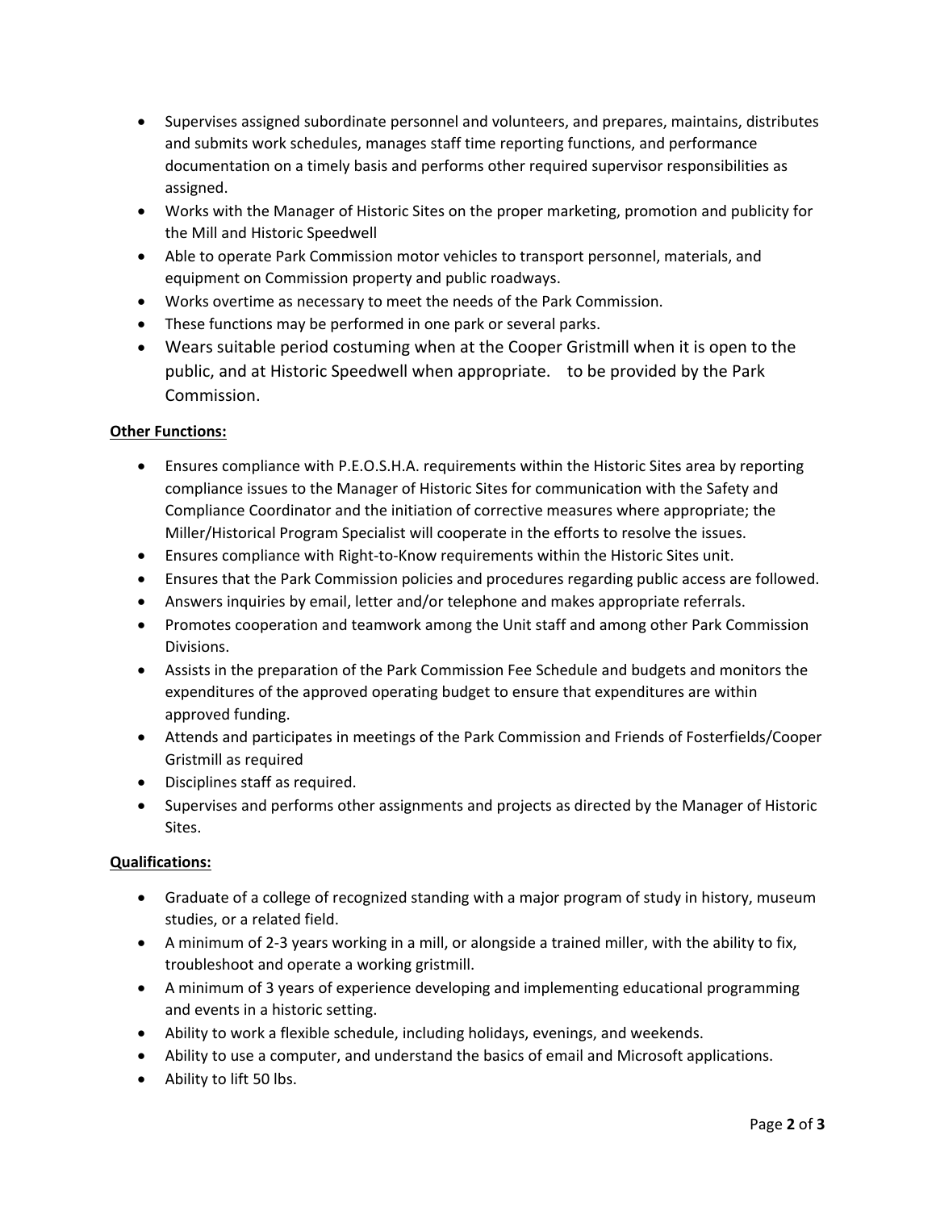- Supervises assigned subordinate personnel and volunteers, and prepares, maintains, distributes and submits work schedules, manages staff time reporting functions, and performance documentation on a timely basis and performs other required supervisor responsibilities as assigned.
- Works with the Manager of Historic Sites on the proper marketing, promotion and publicity for the Mill and Historic Speedwell
- Able to operate Park Commission motor vehicles to transport personnel, materials, and equipment on Commission property and public roadways.
- Works overtime as necessary to meet the needs of the Park Commission.
- These functions may be performed in one park or several parks.
- Wears suitable period costuming when at the Cooper Gristmill when it is open to the public, and at Historic Speedwell when appropriate.    to be provided by the Park Commission.

**Other Functions:**

- Ensures compliance with P.E.O.S.H.A. requirements within the Historic Sites area by reporting compliance issues to the Manager of Historic Sites for communication with the Safety and Compliance Coordinator and the initiation of corrective measures where appropriate; the Miller/Historical Program Specialist will cooperate in the efforts to resolve the issues.
- Ensures compliance with Right-to-Know requirements within the Historic Sites unit.
- Ensures that the Park Commission policies and procedures regarding public access are followed.
- Answers inquiries by email, letter and/or telephone and makes appropriate referrals.
- Promotes cooperation and teamwork among the Unit staff and among other Park Commission Divisions.
- Assists in the preparation of the Park Commission Fee Schedule and budgets and monitors the expenditures of the approved operating budget to ensure that expenditures are within approved funding.
- Attends and participates in meetings of the Park Commission and Friends of Fosterfields/Cooper Gristmill as required
- Disciplines staff as required.
- Supervises and performs other assignments and projects as directed by the Manager of Historic Sites.

**Qualifications:**

- Graduate of a college of recognized standing with a major program of study in history, museum studies, or a related field.
- A minimum of 2-3 years working in a mill, or alongside a trained miller, with the ability to fix, troubleshoot and operate a working gristmill.
- A minimum of 3 years of experience developing and implementing educational programming and events in a historic setting.
- Ability to work a flexible schedule, including holidays, evenings, and weekends.
- Ability to use a computer, and understand the basics of email and Microsoft applications.
- Ability to lift 50 lbs.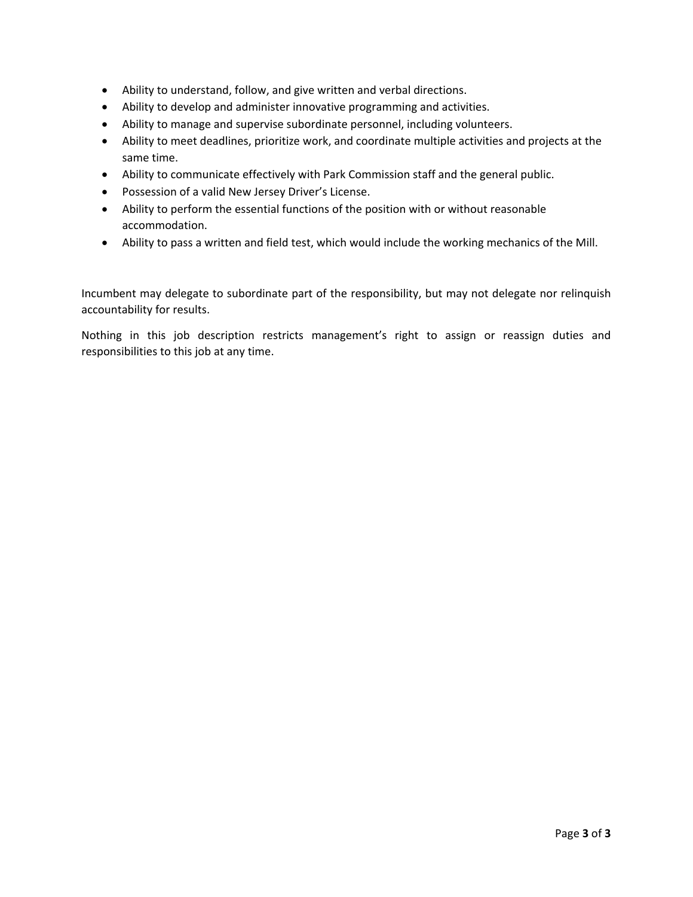- Ability to understand, follow, and give written and verbal directions.
- Ability to develop and administer innovative programming and activities.
- Ability to manage and supervise subordinate personnel, including volunteers.
- Ability to meet deadlines, prioritize work, and coordinate multiple activities and projects at the same time.
- Ability to communicate effectively with Park Commission staff and the general public.
- Possession of a valid New Jersey Driver's License.
- Ability to perform the essential functions of the position with or without reasonable accommodation.
- Ability to pass a written and field test, which would include the working mechanics of the Mill.

Incumbent may delegate to subordinate part of the responsibility, but may not delegate nor relinquish accountability for results.

Nothing in this job description restricts management's right to assign or reassign duties and responsibilities to this job at any time.